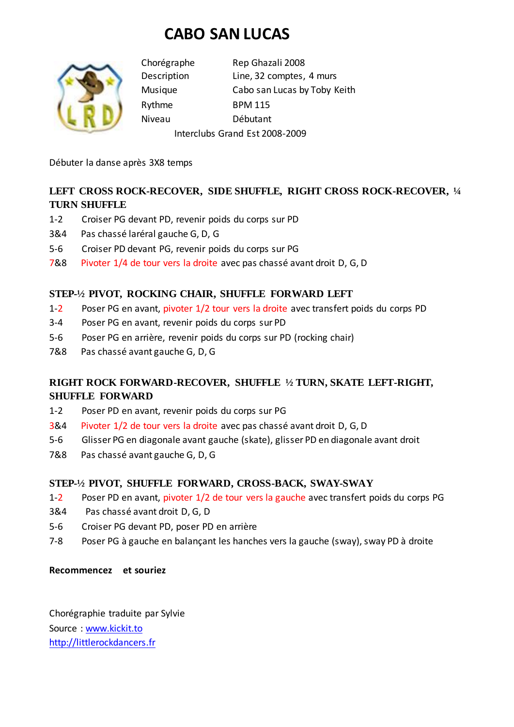# CABO SAN LUCAS

| | |
|---|---|
| Chorégraphe | Rep Ghazali 2008 |
| Description | Line, 32 comptes, 4 murs |
| Musique | Cabo san Lucas by Toby Keith |
| Rythme | BPM 115 |
| Niveau | Débutant |

Interclubs Grand Est 2008-2009

Débuter la danse après 3X8 temps

### LEFT CROSS ROCK-RECOVER, SIDE SHUFFLE, RIGHT CROSS ROCK-RECOVER, ¼ TURN SHUFFLE

1-2 Croiser PG devant PD, revenir poids du corps sur PD
3&4 Pas chassé laréral gauche G, D, G
5-6 Croiser PD devant PG, revenir poids du corps sur PG
7&8 Pivoter 1/4 de tour vers la droite avec pas chassé avant droit D, G, D

### STEP-½ PIVOT, ROCKING CHAIR, SHUFFLE FORWARD LEFT

1-2 Poser PG en avant, pivoter 1/2 tour vers la droite avec transfert poids du corps PD
3-4 Poser PG en avant, revenir poids du corps sur PD
5-6 Poser PG en arrière, revenir poids du corps sur PD (rocking chair)
7&8 Pas chassé avant gauche G, D, G

### RIGHT ROCK FORWARD-RECOVER, SHUFFLE ½ TURN, SKATE LEFT-RIGHT, SHUFFLE FORWARD

1-2 Poser PD en avant, revenir poids du corps sur PG
3&4 Pivoter 1/2 de tour vers la droite avec pas chassé avant droit D, G, D
5-6 Glisser PG en diagonale avant gauche (skate), glisser PD en diagonale avant droit
7&8 Pas chassé avant gauche G, D, G

### STEP-½ PIVOT, SHUFFLE FORWARD, CROSS-BACK, SWAY-SWAY

1-2 Poser PD en avant, pivoter 1/2 de tour vers la gauche avec transfert poids du corps PG
3&4 Pas chassé avant droit D, G, D
5-6 Croiser PG devant PD, poser PD en arrière
7-8 Poser PG à gauche en balançant les hanches vers la gauche (sway), sway PD à droite

**Recommencez et souriez**

Chorégraphie traduite par Sylvie
Source : www.kickit.to
http://littlerockdancers.fr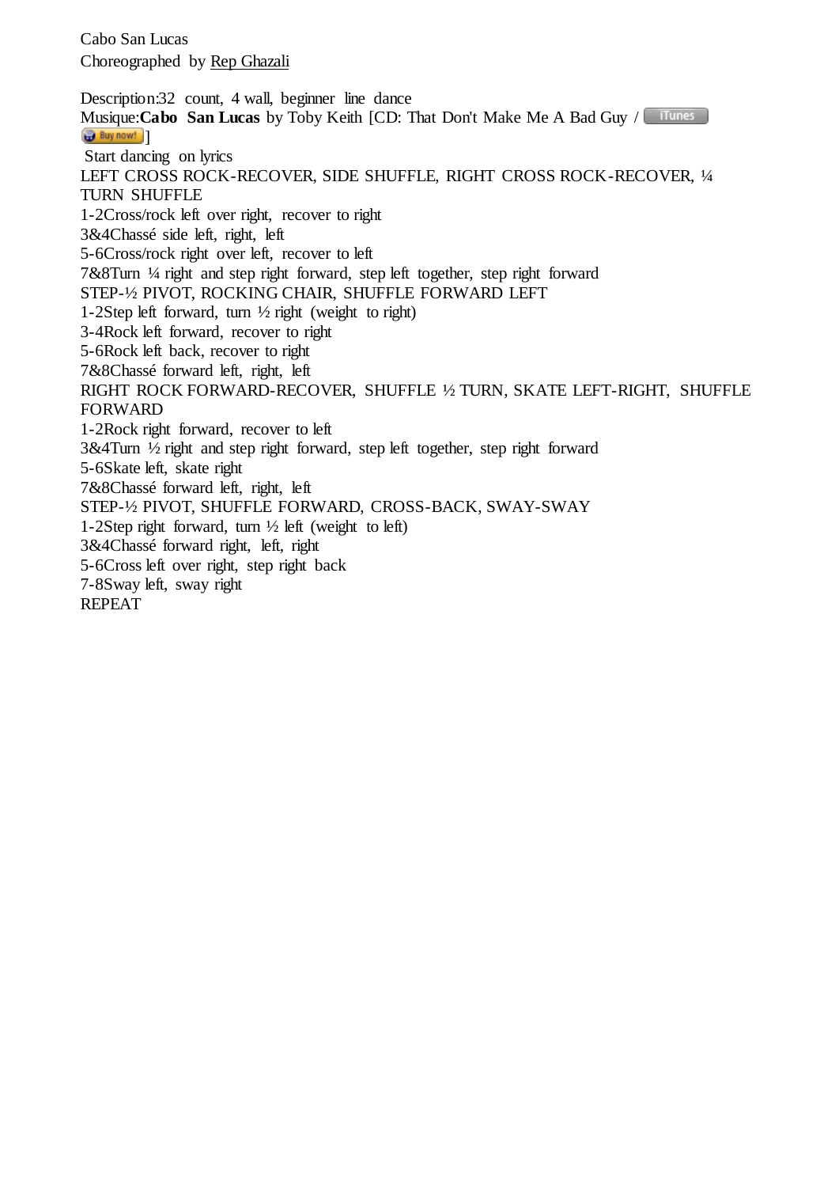Cabo San Lucas

Choreographed by Rep Ghazali

Description:32 count, 4 wall, beginner line dance

Musique:**Cabo San Lucas** by Toby Keith [CD: That Don't Make Me A Bad Guy / ]

Start dancing on lyrics

LEFT CROSS ROCK-RECOVER, SIDE SHUFFLE, RIGHT CROSS ROCK-RECOVER, ¼ TURN SHUFFLE

1-2Cross/rock left over right, recover to right

3&4Chassé side left, right, left

5-6Cross/rock right over left, recover to left

7&8Turn ¼ right and step right forward, step left together, step right forward

STEP-½ PIVOT, ROCKING CHAIR, SHUFFLE FORWARD LEFT

1-2Step left forward, turn ½ right (weight to right)

3-4Rock left forward, recover to right

5-6Rock left back, recover to right

7&8Chassé forward left, right, left

RIGHT ROCK FORWARD-RECOVER, SHUFFLE ½ TURN, SKATE LEFT-RIGHT, SHUFFLE FORWARD

1-2Rock right forward, recover to left

3&4Turn ½ right and step right forward, step left together, step right forward

5-6Skate left, skate right

7&8Chassé forward left, right, left

STEP-½ PIVOT, SHUFFLE FORWARD, CROSS-BACK, SWAY-SWAY

1-2Step right forward, turn ½ left (weight to left)

3&4Chassé forward right, left, right

5-6Cross left over right, step right back

7-8Sway left, sway right

REPEAT